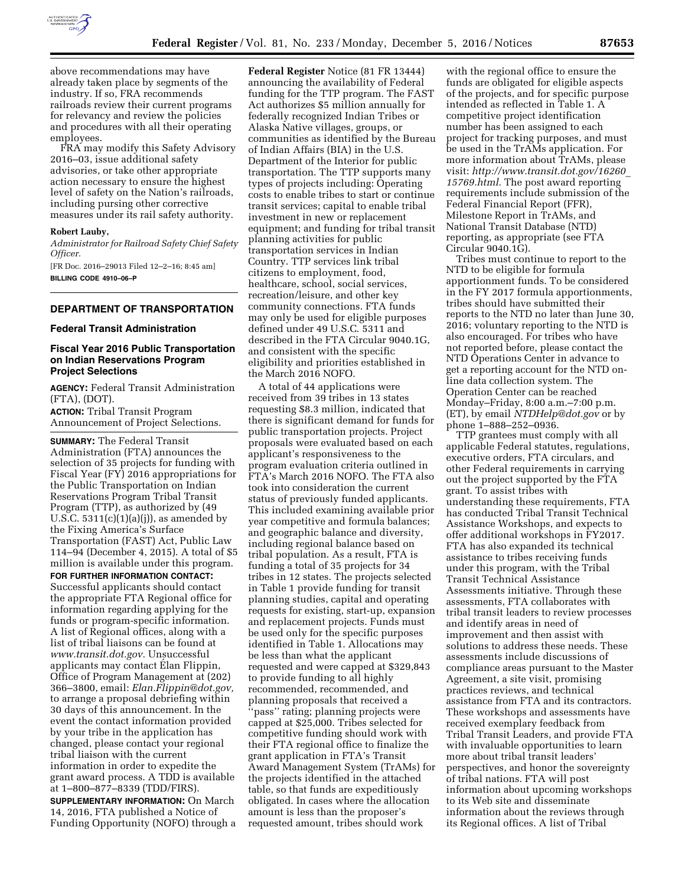above recommendations may have already taken place by segments of the industry. If so, FRA recommends railroads review their current programs for relevancy and review the policies and procedures with all their operating employees.

FRA may modify this Safety Advisory 2016–03, issue additional safety advisories, or take other appropriate action necessary to ensure the highest level of safety on the Nation's railroads, including pursuing other corrective measures under its rail safety authority.

**Robert Lauby,**

*Administrator for Railroad Safety Chief Safety Officer.*

[FR Doc. 2016–29013 Filed 12–2–16; 8:45 am]

**BILLING CODE 4910–06–P**

## DEPARTMENT OF TRANSPORTATION

### Federal Transit Administration

### Fiscal Year 2016 Public Transportation on Indian Reservations Program Project Selections

**AGENCY:** Federal Transit Administration (FTA), (DOT).

**ACTION:** Tribal Transit Program Announcement of Project Selections.

**SUMMARY:** The Federal Transit Administration (FTA) announces the selection of 35 projects for funding with Fiscal Year (FY) 2016 appropriations for the Public Transportation on Indian Reservations Program Tribal Transit Program (TTP), as authorized by (49 U.S.C. 5311(c)(1)(a)(j)), as amended by the Fixing America's Surface Transportation (FAST) Act, Public Law 114–94 (December 4, 2015). A total of $5 million is available under this program.

**FOR FURTHER INFORMATION CONTACT:** Successful applicants should contact the appropriate FTA Regional office for information regarding applying for the funds or program-specific information. A list of Regional offices, along with a list of tribal liaisons can be found at *www.transit.dot.gov.* Unsuccessful applicants may contact Élan Flippin, Office of Program Management at (202) 366–3800, email: *Elan.Flippin@dot.gov,* to arrange a proposal debriefing within 30 days of this announcement. In the event the contact information provided by your tribe in the application has changed, please contact your regional tribal liaison with the current information in order to expedite the grant award process. A TDD is available at 1–800–877–8339 (TDD/FIRS).

**SUPPLEMENTARY INFORMATION:** On March 14, 2016, FTA published a Notice of Funding Opportunity (NOFO) through a **Federal Register** Notice (81 FR 13444) announcing the availability of Federal funding for the TTP program. The FAST Act authorizes $5 million annually for federally recognized Indian Tribes or Alaska Native villages, groups, or communities as identified by the Bureau of Indian Affairs (BIA) in the U.S. Department of the Interior for public transportation. The TTP supports many types of projects including: Operating costs to enable tribes to start or continue transit services; capital to enable tribal investment in new or replacement equipment; and funding for tribal transit planning activities for public transportation services in Indian Country. TTP services link tribal citizens to employment, food, healthcare, school, social services, recreation/leisure, and other key community connections. FTA funds may only be used for eligible purposes defined under 49 U.S.C. 5311 and described in the FTA Circular 9040.1G, and consistent with the specific eligibility and priorities established in the March 2016 NOFO.

A total of 44 applications were received from 39 tribes in 13 states requesting $8.3 million, indicated that there is significant demand for funds for public transportation projects. Project proposals were evaluated based on each applicant's responsiveness to the program evaluation criteria outlined in FTA's March 2016 NOFO. The FTA also took into consideration the current status of previously funded applicants. This included examining available prior year competitive and formula balances; and geographic balance and diversity, including regional balance based on tribal population. As a result, FTA is funding a total of 35 projects for 34 tribes in 12 states. The projects selected in Table 1 provide funding for transit planning studies, capital and operating requests for existing, start-up, expansion and replacement projects. Funds must be used only for the specific purposes identified in Table 1. Allocations may be less than what the applicant requested and were capped at $329,843 to provide funding to all highly recommended, recommended, and planning proposals that received a ''pass'' rating; planning projects were capped at $25,000. Tribes selected for competitive funding should work with their FTA regional office to finalize the grant application in FTA's Transit Award Management System (TrAMs) for the projects identified in the attached table, so that funds are expeditiously obligated. In cases where the allocation amount is less than the proposer's requested amount, tribes should work with the regional office to ensure the funds are obligated for eligible aspects of the projects, and for specific purpose intended as reflected in Table 1. A competitive project identification number has been assigned to each project for tracking purposes, and must be used in the TrAMs application. For more information about TrAMs, please visit: *http://www.transit.dot.gov/16260_15769.html.* The post award reporting requirements include submission of the Federal Financial Report (FFR), Milestone Report in TrAMs, and National Transit Database (NTD) reporting, as appropriate (see FTA Circular 9040.1G).

Tribes must continue to report to the NTD to be eligible for formula apportionment funds. To be considered in the FY 2017 formula apportionments, tribes should have submitted their reports to the NTD no later than June 30, 2016; voluntary reporting to the NTD is also encouraged. For tribes who have not reported before, please contact the NTD Operations Center in advance to get a reporting account for the NTD online data collection system. The Operation Center can be reached Monday–Friday, 8:00 a.m.–7:00 p.m. (ET), by email *NTDHelp@dot.gov* or by phone 1–888–252–0936.

TTP grantees must comply with all applicable Federal statutes, regulations, executive orders, FTA circulars, and other Federal requirements in carrying out the project supported by the FTA grant. To assist tribes with understanding these requirements, FTA has conducted Tribal Transit Technical Assistance Workshops, and expects to offer additional workshops in FY2017. FTA has also expanded its technical assistance to tribes receiving funds under this program, with the Tribal Transit Technical Assistance Assessments initiative. Through these assessments, FTA collaborates with tribal transit leaders to review processes and identify areas in need of improvement and then assist with solutions to address these needs. These assessments include discussions of compliance areas pursuant to the Master Agreement, a site visit, promising practices reviews, and technical assistance from FTA and its contractors. These workshops and assessments have received exemplary feedback from Tribal Transit Leaders, and provide FTA with invaluable opportunities to learn more about tribal transit leaders' perspectives, and honor the sovereignty of tribal nations. FTA will post information about upcoming workshops to its Web site and disseminate information about the reviews through its Regional offices. A list of Tribal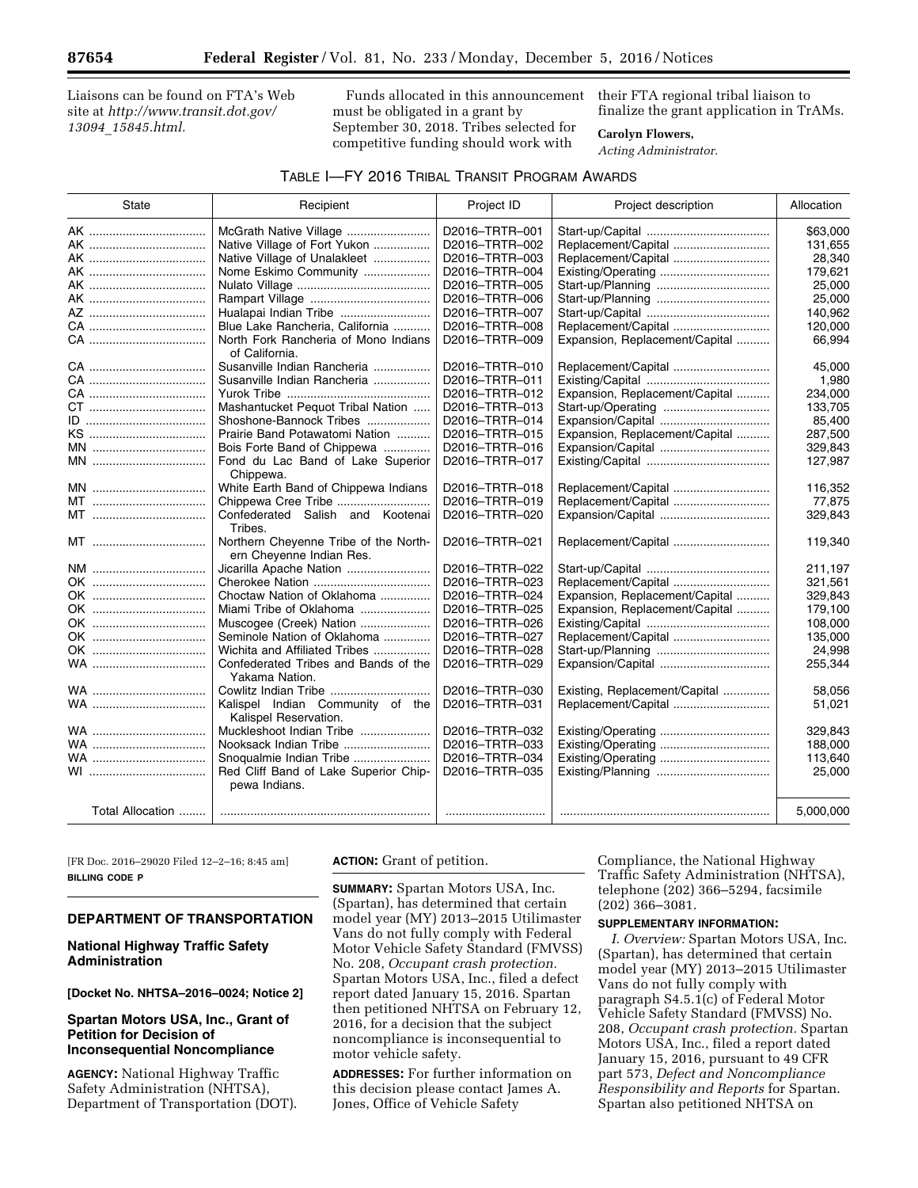Liaisons can be found on FTA's Web site at *http://www.transit.dot.gov/13094_15845.html.*

Funds allocated in this announcement must be obligated in a grant by September 30, 2018. Tribes selected for competitive funding should work with their FTA regional tribal liaison to finalize the grant application in TrAMs.

**Carolyn Flowers,**

*Acting Administrator.*

TABLE I—FY 2016 TRIBAL TRANSIT PROGRAM AWARDS

| State | Recipient | Project ID | Project description | Allocation |
|---|---|---|---|---|
| AK | McGrath Native Village | D2016–TRTR–001 | Start-up/Capital | $63,000 |
| AK | Native Village of Fort Yukon | D2016–TRTR–002 | Replacement/Capital | 131,655 |
| AK | Native Village of Unalakleet | D2016–TRTR–003 | Replacement/Capital | 28,340 |
| AK | Nome Eskimo Community | D2016–TRTR–004 | Existing/Operating | 179,621 |
| AK | Nulato Village | D2016–TRTR–005 | Start-up/Planning | 25,000 |
| AK | Rampart Village | D2016–TRTR–006 | Start-up/Planning | 25,000 |
| AZ | Hualapai Indian Tribe | D2016–TRTR–007 | Start-up/Capital | 140,962 |
| CA | Blue Lake Rancheria, California | D2016–TRTR–008 | Replacement/Capital | 120,000 |
| CA | North Fork Rancheria of Mono Indians of California. | D2016–TRTR–009 | Expansion, Replacement/Capital | 66,994 |
| CA | Susanville Indian Rancheria | D2016–TRTR–010 | Replacement/Capital | 45,000 |
| CA | Susanville Indian Rancheria | D2016–TRTR–011 | Existing/Capital | 1,980 |
| CA | Yurok Tribe | D2016–TRTR–012 | Expansion, Replacement/Capital | 234,000 |
| CT | Mashantucket Pequot Tribal Nation | D2016–TRTR–013 | Start-up/Operating | 133,705 |
| ID | Shoshone-Bannock Tribes | D2016–TRTR–014 | Expansion/Capital | 85,400 |
| KS | Prairie Band Potawatomi Nation | D2016–TRTR–015 | Expansion, Replacement/Capital | 287,500 |
| MN | Bois Forte Band of Chippewa | D2016–TRTR–016 | Expansion/Capital | 329,843 |
| MN | Fond du Lac Band of Lake Superior Chippewa. | D2016–TRTR–017 | Existing/Capital | 127,987 |
| MN | White Earth Band of Chippewa Indians | D2016–TRTR–018 | Replacement/Capital | 116,352 |
| MT | Chippewa Cree Tribe | D2016–TRTR–019 | Replacement/Capital | 77,875 |
| MT | Confederated Salish and Kootenai Tribes. | D2016–TRTR–020 | Expansion/Capital | 329,843 |
| MT | Northern Cheyenne Tribe of the Northern Cheyenne Indian Res. | D2016–TRTR–021 | Replacement/Capital | 119,340 |
| NM | Jicarilla Apache Nation | D2016–TRTR–022 | Start-up/Capital | 211,197 |
| OK | Cherokee Nation | D2016–TRTR–023 | Replacement/Capital | 321,561 |
| OK | Choctaw Nation of Oklahoma | D2016–TRTR–024 | Expansion, Replacement/Capital | 329,843 |
| OK | Miami Tribe of Oklahoma | D2016–TRTR–025 | Expansion, Replacement/Capital | 179,100 |
| OK | Muscogee (Creek) Nation | D2016–TRTR–026 | Existing/Capital | 108,000 |
| OK | Seminole Nation of Oklahoma | D2016–TRTR–027 | Replacement/Capital | 135,000 |
| OK | Wichita and Affiliated Tribes | D2016–TRTR–028 | Start-up/Planning | 24,998 |
| WA | Confederated Tribes and Bands of the Yakama Nation. | D2016–TRTR–029 | Expansion/Capital | 255,344 |
| WA | Cowlitz Indian Tribe | D2016–TRTR–030 | Existing, Replacement/Capital | 58,056 |
| WA | Kalispel Indian Community of the Kalispel Reservation. | D2016–TRTR–031 | Replacement/Capital | 51,021 |
| WA | Muckleshoot Indian Tribe | D2016–TRTR–032 | Existing/Operating | 329,843 |
| WA | Nooksack Indian Tribe | D2016–TRTR–033 | Existing/Operating | 188,000 |
| WA | Snoqualmie Indian Tribe | D2016–TRTR–034 | Existing/Operating | 113,640 |
| WI | Red Cliff Band of Lake Superior Chippewa Indians. | D2016–TRTR–035 | Existing/Planning | 25,000 |
| Total Allocation | | | | 5,000,000 |

[FR Doc. 2016–29020 Filed 12–2–16; 8:45 am]

**BILLING CODE P**

## DEPARTMENT OF TRANSPORTATION

### National Highway Traffic Safety Administration

**[Docket No. NHTSA–2016–0024; Notice 2]**

### Spartan Motors USA, Inc., Grant of Petition for Decision of Inconsequential Noncompliance

**AGENCY:** National Highway Traffic Safety Administration (NHTSA), Department of Transportation (DOT).

**ACTION:** Grant of petition.

**SUMMARY:** Spartan Motors USA, Inc. (Spartan), has determined that certain model year (MY) 2013–2015 Utilimaster Vans do not fully comply with Federal Motor Vehicle Safety Standard (FMVSS) No. 208, *Occupant crash protection.* Spartan Motors USA, Inc., filed a defect report dated January 15, 2016. Spartan then petitioned NHTSA on February 12, 2016, for a decision that the subject noncompliance is inconsequential to motor vehicle safety.

**ADDRESSES:** For further information on this decision please contact James A. Jones, Office of Vehicle Safety Compliance, the National Highway Traffic Safety Administration (NHTSA), telephone (202) 366–5294, facsimile (202) 366–3081.

**SUPPLEMENTARY INFORMATION:**

*I. Overview:* Spartan Motors USA, Inc. (Spartan), has determined that certain model year (MY) 2013–2015 Utilimaster Vans do not fully comply with paragraph S4.5.1(c) of Federal Motor Vehicle Safety Standard (FMVSS) No. 208, *Occupant crash protection.* Spartan Motors USA, Inc., filed a report dated January 15, 2016, pursuant to 49 CFR part 573, *Defect and Noncompliance Responsibility and Reports* for Spartan. Spartan also petitioned NHTSA on